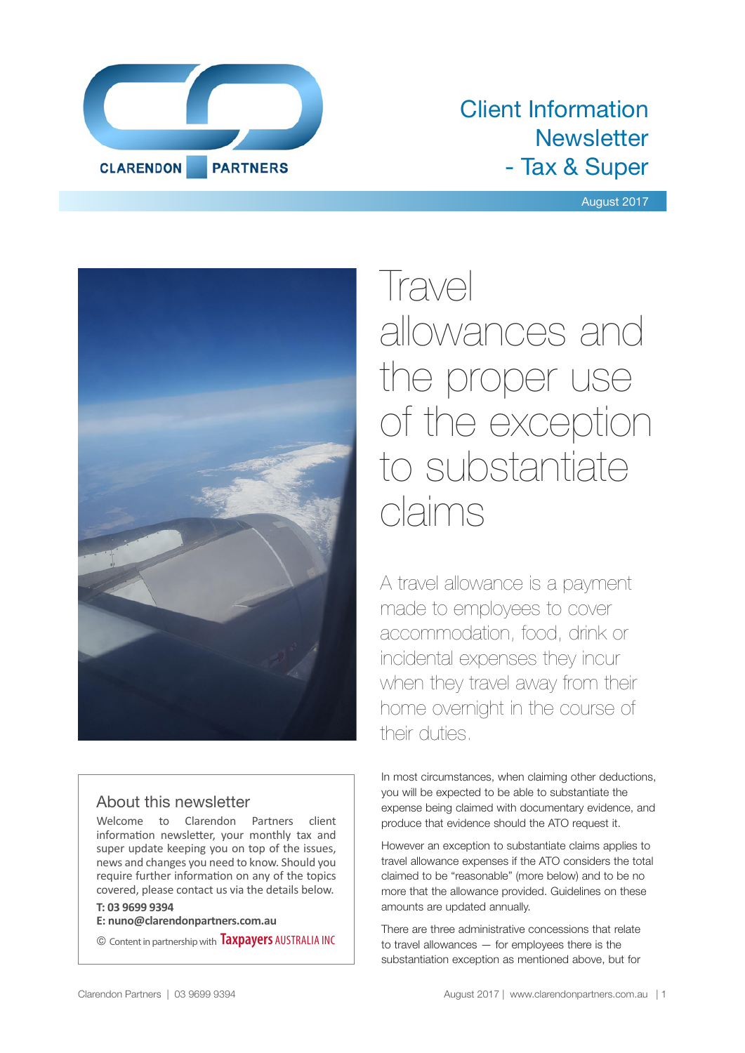CLARENDON PARTNERS

# Client Information Newsletter - Tax & Super

August 2017

## Travel allowances and the proper use of the exception to substantiate claims

A travel allowance is a payment made to employees to cover accommodation, food, drink or incidental expenses they incur when they travel away from their home overnight in the course of their duties.

In most circumstances, when claiming other deductions, you will be expected to be able to substantiate the expense being claimed with documentary evidence, and produce that evidence should the ATO request it.

However an exception to substantiate claims applies to travel allowance expenses if the ATO considers the total claimed to be "reasonable" (more below) and to be no more that the allowance provided. Guidelines on these amounts are updated annually.

There are three administrative concessions that relate to travel allowances — for employees there is the substantiation exception as mentioned above, but for

### About this newsletter

Welcome to Clarendon Partners client information newsletter, your monthly tax and super update keeping you on top of the issues, news and changes you need to know. Should you require further information on any of the topics covered, please contact us via the details below.

**T: 03 9699 9394**
**E: nuno@clarendonpartners.com.au**

© Content in partnership with Taxpayers AUSTRALIA INC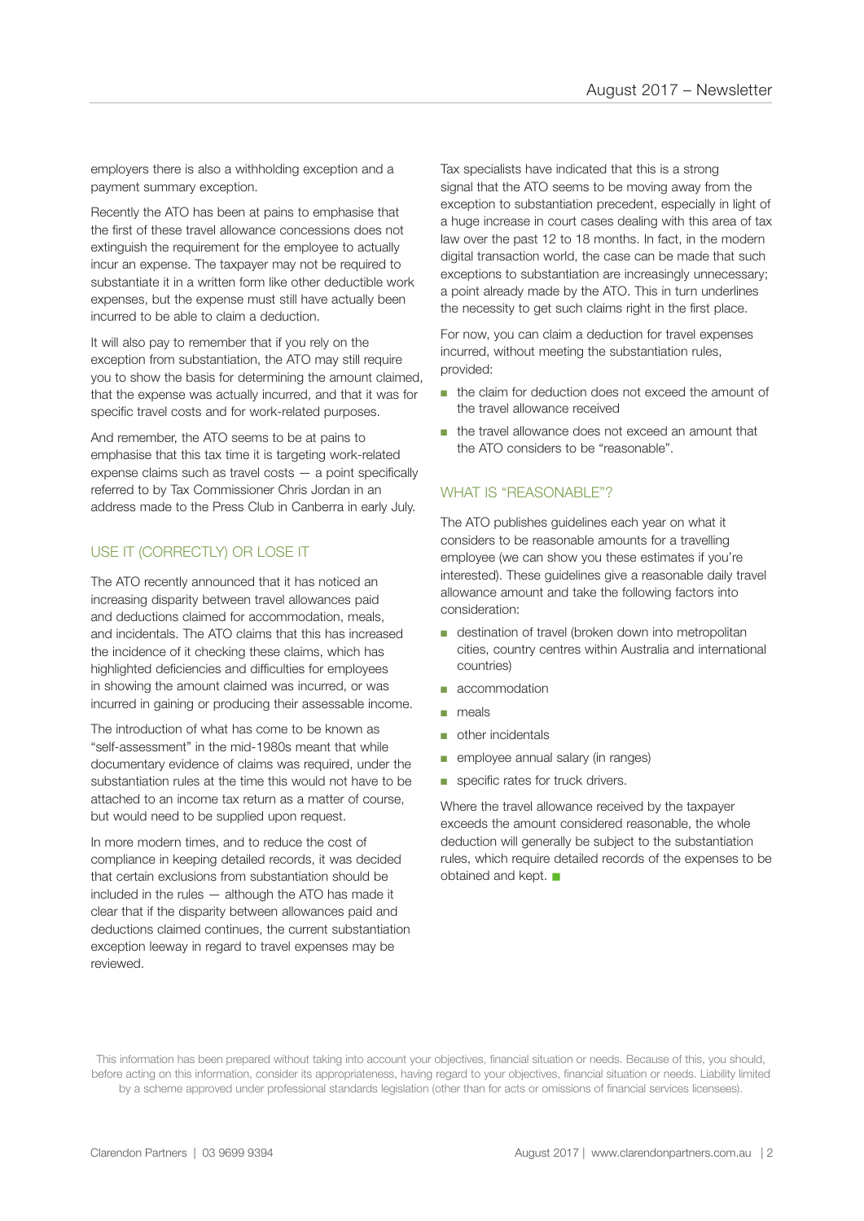employers there is also a withholding exception and a payment summary exception.

Recently the ATO has been at pains to emphasise that the first of these travel allowance concessions does not extinguish the requirement for the employee to actually incur an expense. The taxpayer may not be required to substantiate it in a written form like other deductible work expenses, but the expense must still have actually been incurred to be able to claim a deduction.

It will also pay to remember that if you rely on the exception from substantiation, the ATO may still require you to show the basis for determining the amount claimed, that the expense was actually incurred, and that it was for specific travel costs and for work-related purposes.

And remember, the ATO seems to be at pains to emphasise that this tax time it is targeting work-related expense claims such as travel costs — a point specifically referred to by Tax Commissioner Chris Jordan in an address made to the Press Club in Canberra in early July.

## USE IT (CORRECTLY) OR LOSE IT

The ATO recently announced that it has noticed an increasing disparity between travel allowances paid and deductions claimed for accommodation, meals, and incidentals. The ATO claims that this has increased the incidence of it checking these claims, which has highlighted deficiencies and difficulties for employees in showing the amount claimed was incurred, or was incurred in gaining or producing their assessable income.

The introduction of what has come to be known as "self-assessment" in the mid-1980s meant that while documentary evidence of claims was required, under the substantiation rules at the time this would not have to be attached to an income tax return as a matter of course, but would need to be supplied upon request.

In more modern times, and to reduce the cost of compliance in keeping detailed records, it was decided that certain exclusions from substantiation should be included in the rules — although the ATO has made it clear that if the disparity between allowances paid and deductions claimed continues, the current substantiation exception leeway in regard to travel expenses may be reviewed.

Tax specialists have indicated that this is a strong signal that the ATO seems to be moving away from the exception to substantiation precedent, especially in light of a huge increase in court cases dealing with this area of tax law over the past 12 to 18 months. In fact, in the modern digital transaction world, the case can be made that such exceptions to substantiation are increasingly unnecessary; a point already made by the ATO. This in turn underlines the necessity to get such claims right in the first place.

For now, you can claim a deduction for travel expenses incurred, without meeting the substantiation rules, provided:

- the claim for deduction does not exceed the amount of the travel allowance received
- the travel allowance does not exceed an amount that the ATO considers to be "reasonable".

## WHAT IS "REASONABLE"?

The ATO publishes guidelines each year on what it considers to be reasonable amounts for a travelling employee (we can show you these estimates if you're interested). These guidelines give a reasonable daily travel allowance amount and take the following factors into consideration:

- destination of travel (broken down into metropolitan cities, country centres within Australia and international countries)
- accommodation
- meals
- other incidentals
- employee annual salary (in ranges)
- specific rates for truck drivers.

Where the travel allowance received by the taxpayer exceeds the amount considered reasonable, the whole deduction will generally be subject to the substantiation rules, which require detailed records of the expenses to be obtained and kept. ■

This information has been prepared without taking into account your objectives, financial situation or needs. Because of this, you should, before acting on this information, consider its appropriateness, having regard to your objectives, financial situation or needs. Liability limited by a scheme approved under professional standards legislation (other than for acts or omissions of financial services licensees).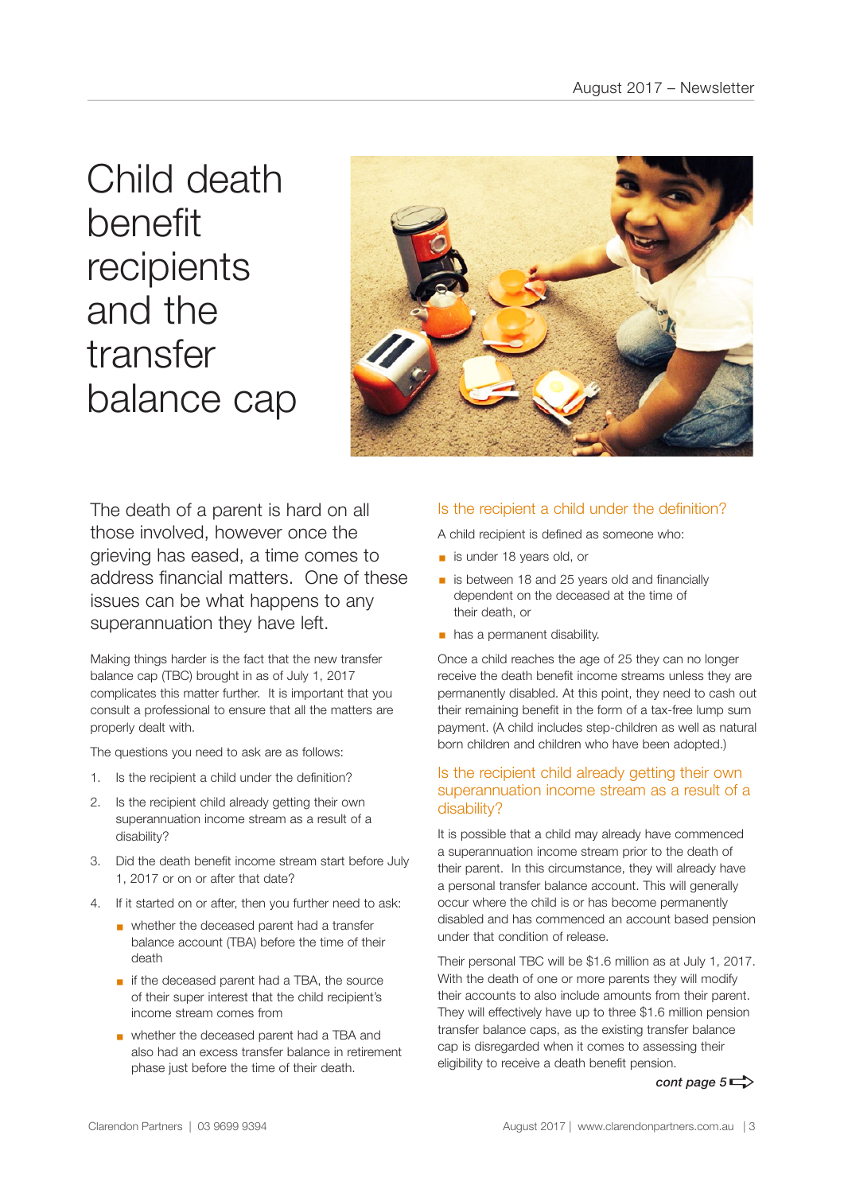# Child death benefit recipients and the transfer balance cap

The death of a parent is hard on all those involved, however once the grieving has eased, a time comes to address financial matters. One of these issues can be what happens to any superannuation they have left.

Making things harder is the fact that the new transfer balance cap (TBC) brought in as of July 1, 2017 complicates this matter further. It is important that you consult a professional to ensure that all the matters are properly dealt with.

The questions you need to ask are as follows:

1. Is the recipient a child under the definition?
2. Is the recipient child already getting their own superannuation income stream as a result of a disability?
3. Did the death benefit income stream start before July 1, 2017 or on or after that date?
4. If it started on or after, then you further need to ask:
   - whether the deceased parent had a transfer balance account (TBA) before the time of their death
   - if the deceased parent had a TBA, the source of their super interest that the child recipient's income stream comes from
   - whether the deceased parent had a TBA and also had an excess transfer balance in retirement phase just before the time of their death.

## Is the recipient a child under the definition?

A child recipient is defined as someone who:

- is under 18 years old, or
- is between 18 and 25 years old and financially dependent on the deceased at the time of their death, or
- has a permanent disability.

Once a child reaches the age of 25 they can no longer receive the death benefit income streams unless they are permanently disabled. At this point, they need to cash out their remaining benefit in the form of a tax-free lump sum payment. (A child includes step-children as well as natural born children and children who have been adopted.)

## Is the recipient child already getting their own superannuation income stream as a result of a disability?

It is possible that a child may already have commenced a superannuation income stream prior to the death of their parent. In this circumstance, they will already have a personal transfer balance account. This will generally occur where the child is or has become permanently disabled and has commenced an account based pension under that condition of release.

Their personal TBC will be $1.6 million as at July 1, 2017. With the death of one or more parents they will modify their accounts to also include amounts from their parent. They will effectively have up to three $1.6 million pension transfer balance caps, as the existing transfer balance cap is disregarded when it comes to assessing their eligibility to receive a death benefit pension.

***cont page 5***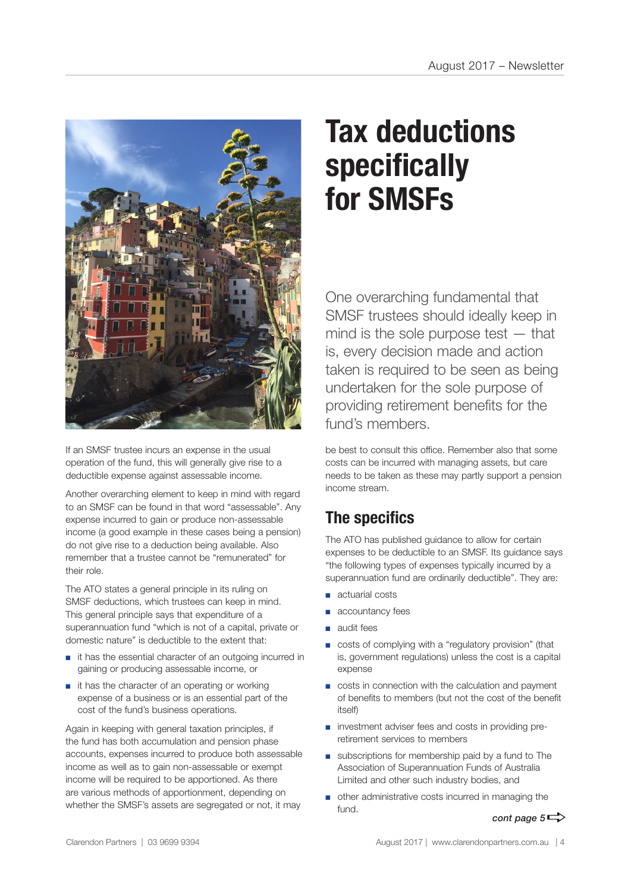# Tax deductions specifically for SMSFs

One overarching fundamental that SMSF trustees should ideally keep in mind is the sole purpose test — that is, every decision made and action taken is required to be seen as being undertaken for the sole purpose of providing retirement benefits for the fund's members.

If an SMSF trustee incurs an expense in the usual operation of the fund, this will generally give rise to a deductible expense against assessable income.

Another overarching element to keep in mind with regard to an SMSF can be found in that word "assessable". Any expense incurred to gain or produce non-assessable income (a good example in these cases being a pension) do not give rise to a deduction being available. Also remember that a trustee cannot be "remunerated" for their role.

The ATO states a general principle in its ruling on SMSF deductions, which trustees can keep in mind. This general principle says that expenditure of a superannuation fund "which is not of a capital, private or domestic nature" is deductible to the extent that:

- it has the essential character of an outgoing incurred in gaining or producing assessable income, or
- it has the character of an operating or working expense of a business or is an essential part of the cost of the fund's business operations.

Again in keeping with general taxation principles, if the fund has both accumulation and pension phase accounts, expenses incurred to produce both assessable income as well as to gain non-assessable or exempt income will be required to be apportioned. As there are various methods of apportionment, depending on whether the SMSF's assets are segregated or not, it may be best to consult this office. Remember also that some costs can be incurred with managing assets, but care needs to be taken as these may partly support a pension income stream.

## The specifics

The ATO has published guidance to allow for certain expenses to be deductible to an SMSF. Its guidance says "the following types of expenses typically incurred by a superannuation fund are ordinarily deductible". They are:

- actuarial costs
- accountancy fees
- audit fees
- costs of complying with a "regulatory provision" (that is, government regulations) unless the cost is a capital expense
- costs in connection with the calculation and payment of benefits to members (but not the cost of the benefit itself)
- investment adviser fees and costs in providing pre-retirement services to members
- subscriptions for membership paid by a fund to The Association of Superannuation Funds of Australia Limited and other such industry bodies, and
- other administrative costs incurred in managing the fund.

*cont page 5*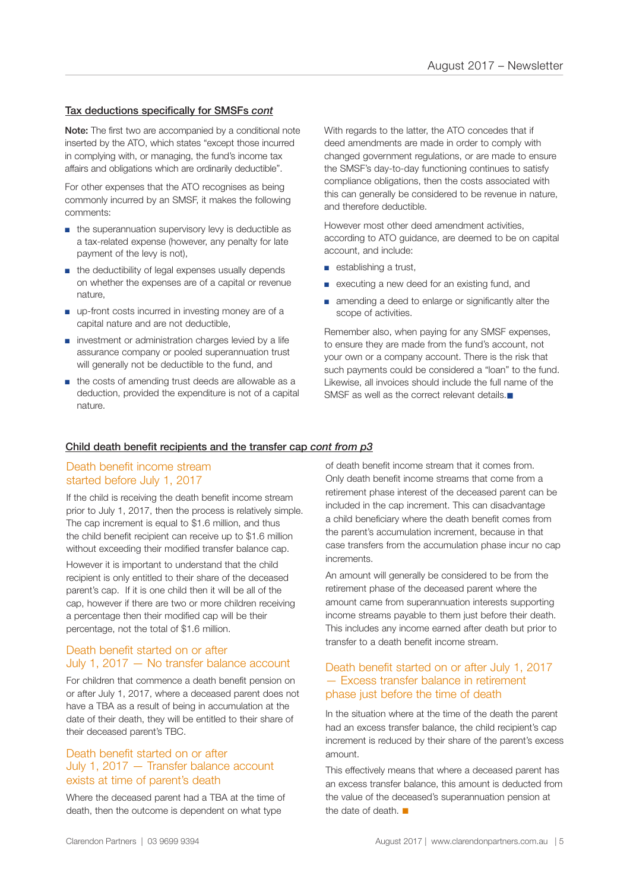### Tax deductions specifically for SMSFs *cont*

**Note:** The first two are accompanied by a conditional note inserted by the ATO, which states "except those incurred in complying with, or managing, the fund's income tax affairs and obligations which are ordinarily deductible".

For other expenses that the ATO recognises as being commonly incurred by an SMSF, it makes the following comments:

- the superannuation supervisory levy is deductible as a tax-related expense (however, any penalty for late payment of the levy is not),
- the deductibility of legal expenses usually depends on whether the expenses are of a capital or revenue nature,
- up-front costs incurred in investing money are of a capital nature and are not deductible,
- investment or administration charges levied by a life assurance company or pooled superannuation trust will generally not be deductible to the fund, and
- the costs of amending trust deeds are allowable as a deduction, provided the expenditure is not of a capital nature.

With regards to the latter, the ATO concedes that if deed amendments are made in order to comply with changed government regulations, or are made to ensure the SMSF's day-to-day functioning continues to satisfy compliance obligations, then the costs associated with this can generally be considered to be revenue in nature, and therefore deductible.

However most other deed amendment activities, according to ATO guidance, are deemed to be on capital account, and include:

- establishing a trust,
- executing a new deed for an existing fund, and
- amending a deed to enlarge or significantly alter the scope of activities.

Remember also, when paying for any SMSF expenses, to ensure they are made from the fund's account, not your own or a company account. There is the risk that such payments could be considered a "loan" to the fund. Likewise, all invoices should include the full name of the SMSF as well as the correct relevant details. ■

### Child death benefit recipients and the transfer cap *cont from p3*

#### Death benefit income stream started before July 1, 2017

If the child is receiving the death benefit income stream prior to July 1, 2017, then the process is relatively simple. The cap increment is equal to $1.6 million, and thus the child benefit recipient can receive up to $1.6 million without exceeding their modified transfer balance cap.

However it is important to understand that the child recipient is only entitled to their share of the deceased parent's cap. If it is one child then it will be all of the cap, however if there are two or more children receiving a percentage then their modified cap will be their percentage, not the total of $1.6 million.

#### Death benefit started on or after July 1, 2017 — No transfer balance account

For children that commence a death benefit pension on or after July 1, 2017, where a deceased parent does not have a TBA as a result of being in accumulation at the date of their death, they will be entitled to their share of their deceased parent's TBC.

#### Death benefit started on or after July 1, 2017 — Transfer balance account exists at time of parent's death

Where the deceased parent had a TBA at the time of death, then the outcome is dependent on what type of death benefit income stream that it comes from. Only death benefit income streams that come from a retirement phase interest of the deceased parent can be included in the cap increment. This can disadvantage a child beneficiary where the death benefit comes from the parent's accumulation increment, because in that case transfers from the accumulation phase incur no cap increments.

An amount will generally be considered to be from the retirement phase of the deceased parent where the amount came from superannuation interests supporting income streams payable to them just before their death. This includes any income earned after death but prior to transfer to a death benefit income stream.

#### Death benefit started on or after July 1, 2017 — Excess transfer balance in retirement phase just before the time of death

In the situation where at the time of the death the parent had an excess transfer balance, the child recipient's cap increment is reduced by their share of the parent's excess amount.

This effectively means that where a deceased parent has an excess transfer balance, this amount is deducted from the value of the deceased's superannuation pension at the date of death. ■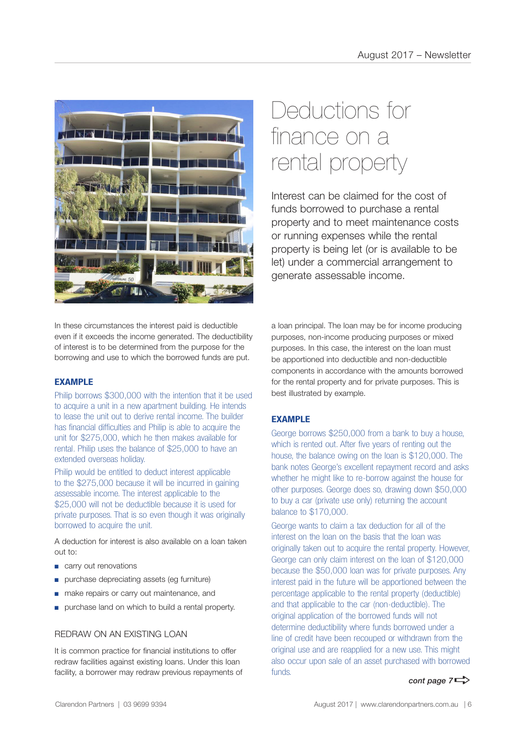# Deductions for finance on a rental property

Interest can be claimed for the cost of funds borrowed to purchase a rental property and to meet maintenance costs or running expenses while the rental property is being let (or is available to be let) under a commercial arrangement to generate assessable income.

In these circumstances the interest paid is deductible even if it exceeds the income generated. The deductibility of interest is to be determined from the purpose for the borrowing and use to which the borrowed funds are put.

### EXAMPLE

Philip borrows $300,000 with the intention that it be used to acquire a unit in a new apartment building. He intends to lease the unit out to derive rental income. The builder has financial difficulties and Philip is able to acquire the unit for $275,000, which he then makes available for rental. Philip uses the balance of $25,000 to have an extended overseas holiday.

Philip would be entitled to deduct interest applicable to the $275,000 because it will be incurred in gaining assessable income. The interest applicable to the $25,000 will not be deductible because it is used for private purposes. That is so even though it was originally borrowed to acquire the unit.

A deduction for interest is also available on a loan taken out to:

- carry out renovations
- purchase depreciating assets (eg furniture)
- make repairs or carry out maintenance, and
- purchase land on which to build a rental property.

## REDRAW ON AN EXISTING LOAN

It is common practice for financial institutions to offer redraw facilities against existing loans. Under this loan facility, a borrower may redraw previous repayments of a loan principal. The loan may be for income producing purposes, non-income producing purposes or mixed purposes. In this case, the interest on the loan must be apportioned into deductible and non-deductible components in accordance with the amounts borrowed for the rental property and for private purposes. This is best illustrated by example.

### EXAMPLE

George borrows $250,000 from a bank to buy a house, which is rented out. After five years of renting out the house, the balance owing on the loan is $120,000. The bank notes George's excellent repayment record and asks whether he might like to re-borrow against the house for other purposes. George does so, drawing down $50,000 to buy a car (private use only) returning the account balance to $170,000.

George wants to claim a tax deduction for all of the interest on the loan on the basis that the loan was originally taken out to acquire the rental property. However, George can only claim interest on the loan of $120,000 because the $50,000 loan was for private purposes. Any interest paid in the future will be apportioned between the percentage applicable to the rental property (deductible) and that applicable to the car (non-deductible). The original application of the borrowed funds will not determine deductibility where funds borrowed under a line of credit have been recouped or withdrawn from the original use and are reapplied for a new use. This might also occur upon sale of an asset purchased with borrowed funds.

***cont page 7***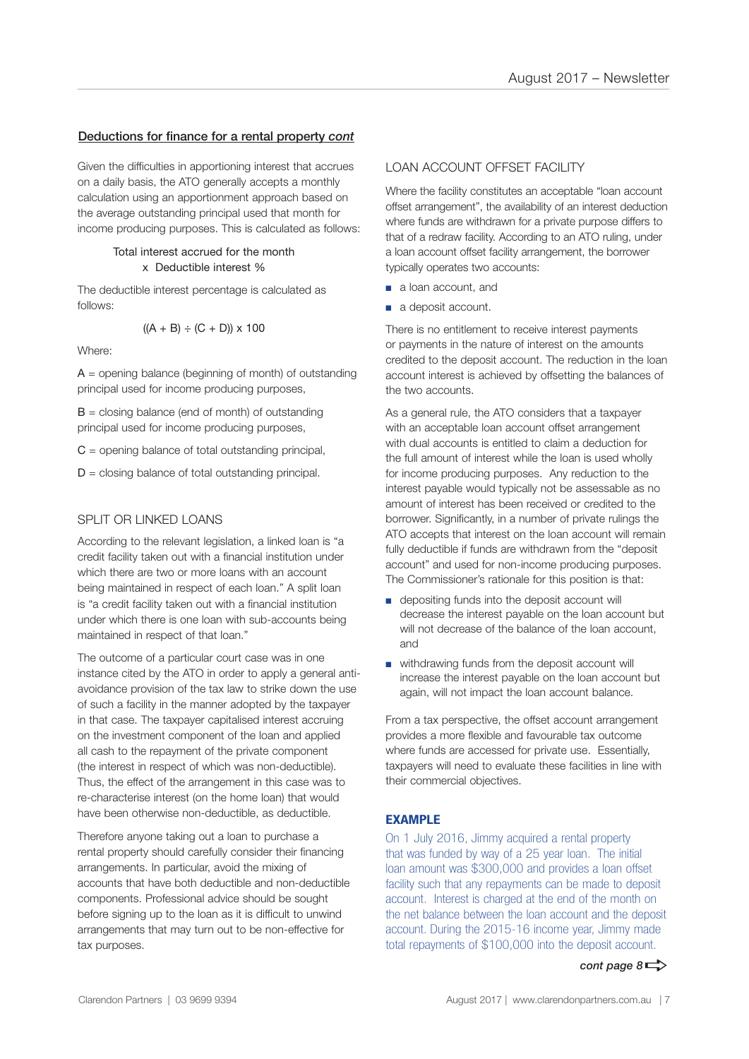## Deductions for finance for a rental property *cont*

Given the difficulties in apportioning interest that accrues on a daily basis, the ATO generally accepts a monthly calculation using an apportionment approach based on the average outstanding principal used that month for income producing purposes. This is calculated as follows:

Total interest accrued for the month
x Deductible interest %

The deductible interest percentage is calculated as follows:

$$((A + B) \div (C + D)) \times 100$$

Where:

A = opening balance (beginning of month) of outstanding principal used for income producing purposes,

B = closing balance (end of month) of outstanding principal used for income producing purposes,

C = opening balance of total outstanding principal,

D = closing balance of total outstanding principal.

### SPLIT OR LINKED LOANS

According to the relevant legislation, a linked loan is "a credit facility taken out with a financial institution under which there are two or more loans with an account being maintained in respect of each loan." A split loan is "a credit facility taken out with a financial institution under which there is one loan with sub-accounts being maintained in respect of that loan."

The outcome of a particular court case was in one instance cited by the ATO in order to apply a general anti-avoidance provision of the tax law to strike down the use of such a facility in the manner adopted by the taxpayer in that case. The taxpayer capitalised interest accruing on the investment component of the loan and applied all cash to the repayment of the private component (the interest in respect of which was non-deductible). Thus, the effect of the arrangement in this case was to re-characterise interest (on the home loan) that would have been otherwise non-deductible, as deductible.

Therefore anyone taking out a loan to purchase a rental property should carefully consider their financing arrangements. In particular, avoid the mixing of accounts that have both deductible and non-deductible components. Professional advice should be sought before signing up to the loan as it is difficult to unwind arrangements that may turn out to be non-effective for tax purposes.

### LOAN ACCOUNT OFFSET FACILITY

Where the facility constitutes an acceptable "loan account offset arrangement", the availability of an interest deduction where funds are withdrawn for a private purpose differs to that of a redraw facility. According to an ATO ruling, under a loan account offset facility arrangement, the borrower typically operates two accounts:

- a loan account, and
- a deposit account.

There is no entitlement to receive interest payments or payments in the nature of interest on the amounts credited to the deposit account. The reduction in the loan account interest is achieved by offsetting the balances of the two accounts.

As a general rule, the ATO considers that a taxpayer with an acceptable loan account offset arrangement with dual accounts is entitled to claim a deduction for the full amount of interest while the loan is used wholly for income producing purposes. Any reduction to the interest payable would typically not be assessable as no amount of interest has been received or credited to the borrower. Significantly, in a number of private rulings the ATO accepts that interest on the loan account will remain fully deductible if funds are withdrawn from the "deposit account" and used for non-income producing purposes. The Commissioner's rationale for this position is that:

- depositing funds into the deposit account will decrease the interest payable on the loan account but will not decrease of the balance of the loan account, and
- withdrawing funds from the deposit account will increase the interest payable on the loan account but again, will not impact the loan account balance.

From a tax perspective, the offset account arrangement provides a more flexible and favourable tax outcome where funds are accessed for private use. Essentially, taxpayers will need to evaluate these facilities in line with their commercial objectives.

**EXAMPLE**

On 1 July 2016, Jimmy acquired a rental property that was funded by way of a 25 year loan. The initial loan amount was $300,000 and provides a loan offset facility such that any repayments can be made to deposit account. Interest is charged at the end of the month on the net balance between the loan account and the deposit account. During the 2015-16 income year, Jimmy made total repayments of $100,000 into the deposit account.

***cont page 8***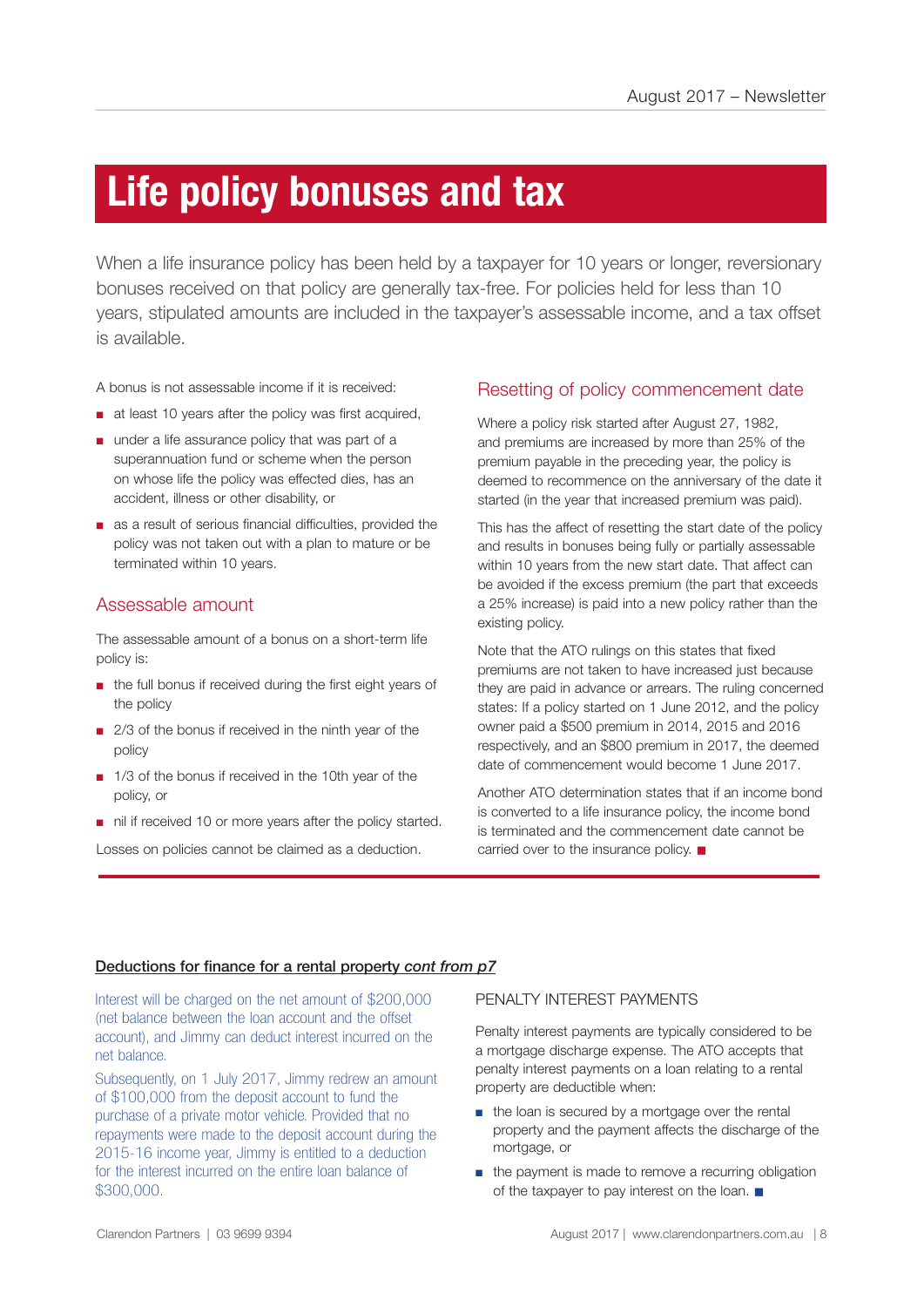# Life policy bonuses and tax

When a life insurance policy has been held by a taxpayer for 10 years or longer, reversionary bonuses received on that policy are generally tax-free. For policies held for less than 10 years, stipulated amounts are included in the taxpayer's assessable income, and a tax offset is available.

A bonus is not assessable income if it is received:

- at least 10 years after the policy was first acquired,
- under a life assurance policy that was part of a superannuation fund or scheme when the person on whose life the policy was effected dies, has an accident, illness or other disability, or
- as a result of serious financial difficulties, provided the policy was not taken out with a plan to mature or be terminated within 10 years.

## Assessable amount

The assessable amount of a bonus on a short-term life policy is:

- the full bonus if received during the first eight years of the policy
- 2/3 of the bonus if received in the ninth year of the policy
- 1/3 of the bonus if received in the 10th year of the policy, or
- nil if received 10 or more years after the policy started.

Losses on policies cannot be claimed as a deduction.

## Resetting of policy commencement date

Where a policy risk started after August 27, 1982, and premiums are increased by more than 25% of the premium payable in the preceding year, the policy is deemed to recommence on the anniversary of the date it started (in the year that increased premium was paid).

This has the affect of resetting the start date of the policy and results in bonuses being fully or partially assessable within 10 years from the new start date. That affect can be avoided if the excess premium (the part that exceeds a 25% increase) is paid into a new policy rather than the existing policy.

Note that the ATO rulings on this states that fixed premiums are not taken to have increased just because they are paid in advance or arrears. The ruling concerned states: If a policy started on 1 June 2012, and the policy owner paid a $500 premium in 2014, 2015 and 2016 respectively, and an $800 premium in 2017, the deemed date of commencement would become 1 June 2017.

Another ATO determination states that if an income bond is converted to a life insurance policy, the income bond is terminated and the commencement date cannot be carried over to the insurance policy. ■

---

**Deductions for finance for a rental property** ***cont from p7***

Interest will be charged on the net amount of $200,000 (net balance between the loan account and the offset account), and Jimmy can deduct interest incurred on the net balance.

Subsequently, on 1 July 2017, Jimmy redrew an amount of $100,000 from the deposit account to fund the purchase of a private motor vehicle. Provided that no repayments were made to the deposit account during the 2015-16 income year, Jimmy is entitled to a deduction for the interest incurred on the entire loan balance of $300,000.

PENALTY INTEREST PAYMENTS

Penalty interest payments are typically considered to be a mortgage discharge expense. The ATO accepts that penalty interest payments on a loan relating to a rental property are deductible when:

- the loan is secured by a mortgage over the rental property and the payment affects the discharge of the mortgage, or
- the payment is made to remove a recurring obligation of the taxpayer to pay interest on the loan. ■